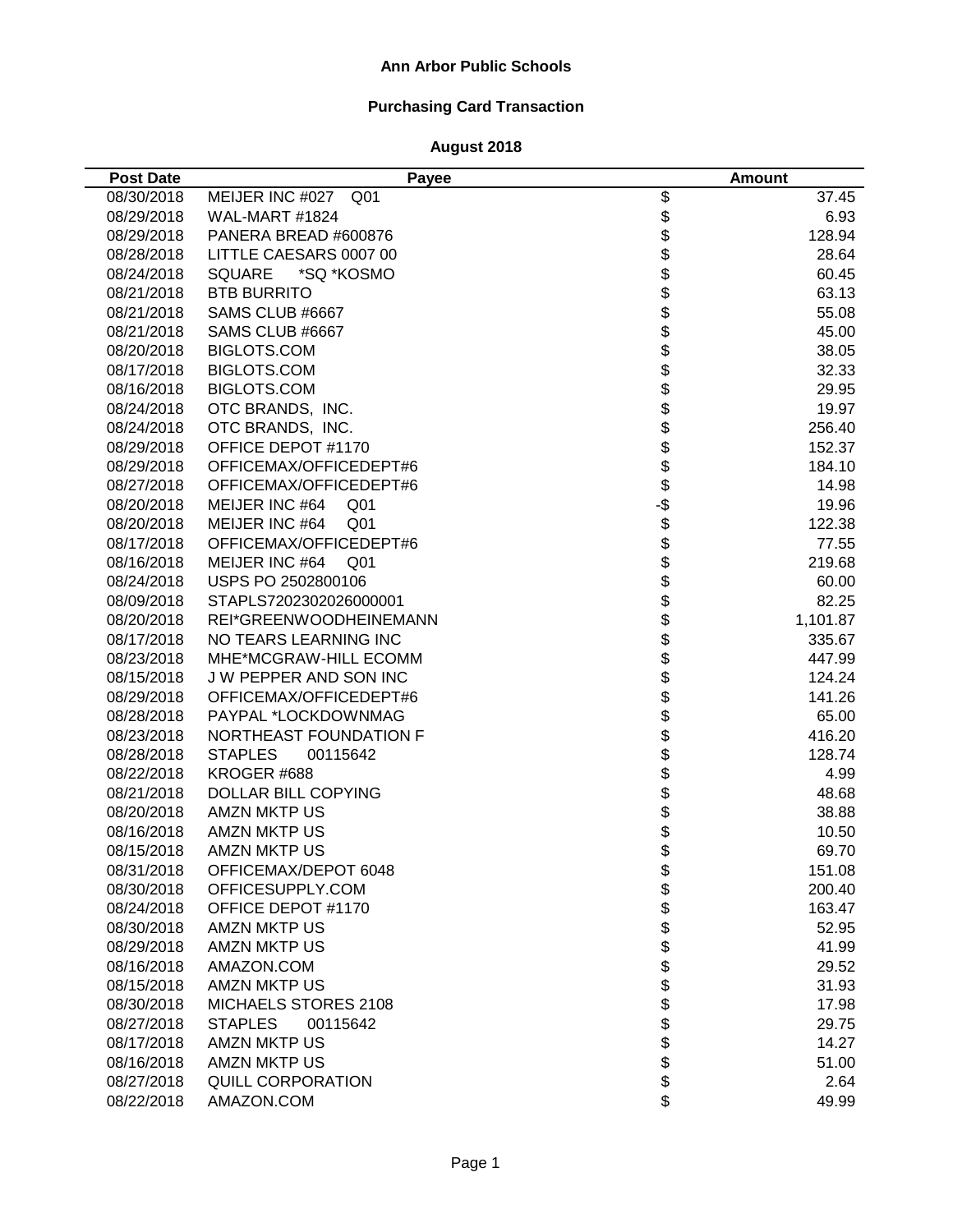**Ann Arbor Public Schools**

**Purchasing Card Transaction**

**August 2018**

| Post Date | Payee | | Amount |
|---|---|---|---|
| 08/30/2018 | MEIJER INC #027 Q01 | $ | 37.45 |
| 08/29/2018 | WAL-MART #1824 | $ | 6.93 |
| 08/29/2018 | PANERA BREAD #600876 | $ | 128.94 |
| 08/28/2018 | LITTLE CAESARS 0007 00 | $ | 28.64 |
| 08/24/2018 | SQUARE *SQ *KOSMO | $ | 60.45 |
| 08/21/2018 | BTB BURRITO | $ | 63.13 |
| 08/21/2018 | SAMS CLUB #6667 | $ | 55.08 |
| 08/21/2018 | SAMS CLUB #6667 | $ | 45.00 |
| 08/20/2018 | BIGLOTS.COM | $ | 38.05 |
| 08/17/2018 | BIGLOTS.COM | $ | 32.33 |
| 08/16/2018 | BIGLOTS.COM | $ | 29.95 |
| 08/24/2018 | OTC BRANDS, INC. | $ | 19.97 |
| 08/24/2018 | OTC BRANDS, INC. | $ | 256.40 |
| 08/29/2018 | OFFICE DEPOT #1170 | $ | 152.37 |
| 08/29/2018 | OFFICEMAX/OFFICEDEPT#6 | $ | 184.10 |
| 08/27/2018 | OFFICEMAX/OFFICEDEPT#6 | $ | 14.98 |
| 08/20/2018 | MEIJER INC #64 Q01 | -$ | 19.96 |
| 08/20/2018 | MEIJER INC #64 Q01 | $ | 122.38 |
| 08/17/2018 | OFFICEMAX/OFFICEDEPT#6 | $ | 77.55 |
| 08/16/2018 | MEIJER INC #64 Q01 | $ | 219.68 |
| 08/24/2018 | USPS PO 2502800106 | $ | 60.00 |
| 08/09/2018 | STAPLS7202302026000001 | $ | 82.25 |
| 08/20/2018 | REI*GREENWOODHEINEMANN | $ | 1,101.87 |
| 08/17/2018 | NO TEARS LEARNING INC | $ | 335.67 |
| 08/23/2018 | MHE*MCGRAW-HILL ECOMM | $ | 447.99 |
| 08/15/2018 | J W PEPPER AND SON INC | $ | 124.24 |
| 08/29/2018 | OFFICEMAX/OFFICEDEPT#6 | $ | 141.26 |
| 08/28/2018 | PAYPAL *LOCKDOWNMAG | $ | 65.00 |
| 08/23/2018 | NORTHEAST FOUNDATION F | $ | 416.20 |
| 08/28/2018 | STAPLES 00115642 | $ | 128.74 |
| 08/22/2018 | KROGER #688 | $ | 4.99 |
| 08/21/2018 | DOLLAR BILL COPYING | $ | 48.68 |
| 08/20/2018 | AMZN MKTP US | $ | 38.88 |
| 08/16/2018 | AMZN MKTP US | $ | 10.50 |
| 08/15/2018 | AMZN MKTP US | $ | 69.70 |
| 08/31/2018 | OFFICEMAX/DEPOT 6048 | $ | 151.08 |
| 08/30/2018 | OFFICESUPPLY.COM | $ | 200.40 |
| 08/24/2018 | OFFICE DEPOT #1170 | $ | 163.47 |
| 08/30/2018 | AMZN MKTP US | $ | 52.95 |
| 08/29/2018 | AMZN MKTP US | $ | 41.99 |
| 08/16/2018 | AMAZON.COM | $ | 29.52 |
| 08/15/2018 | AMZN MKTP US | $ | 31.93 |
| 08/30/2018 | MICHAELS STORES 2108 | $ | 17.98 |
| 08/27/2018 | STAPLES 00115642 | $ | 29.75 |
| 08/17/2018 | AMZN MKTP US | $ | 14.27 |
| 08/16/2018 | AMZN MKTP US | $ | 51.00 |
| 08/27/2018 | QUILL CORPORATION | $ | 2.64 |
| 08/22/2018 | AMAZON.COM | $ | 49.99 |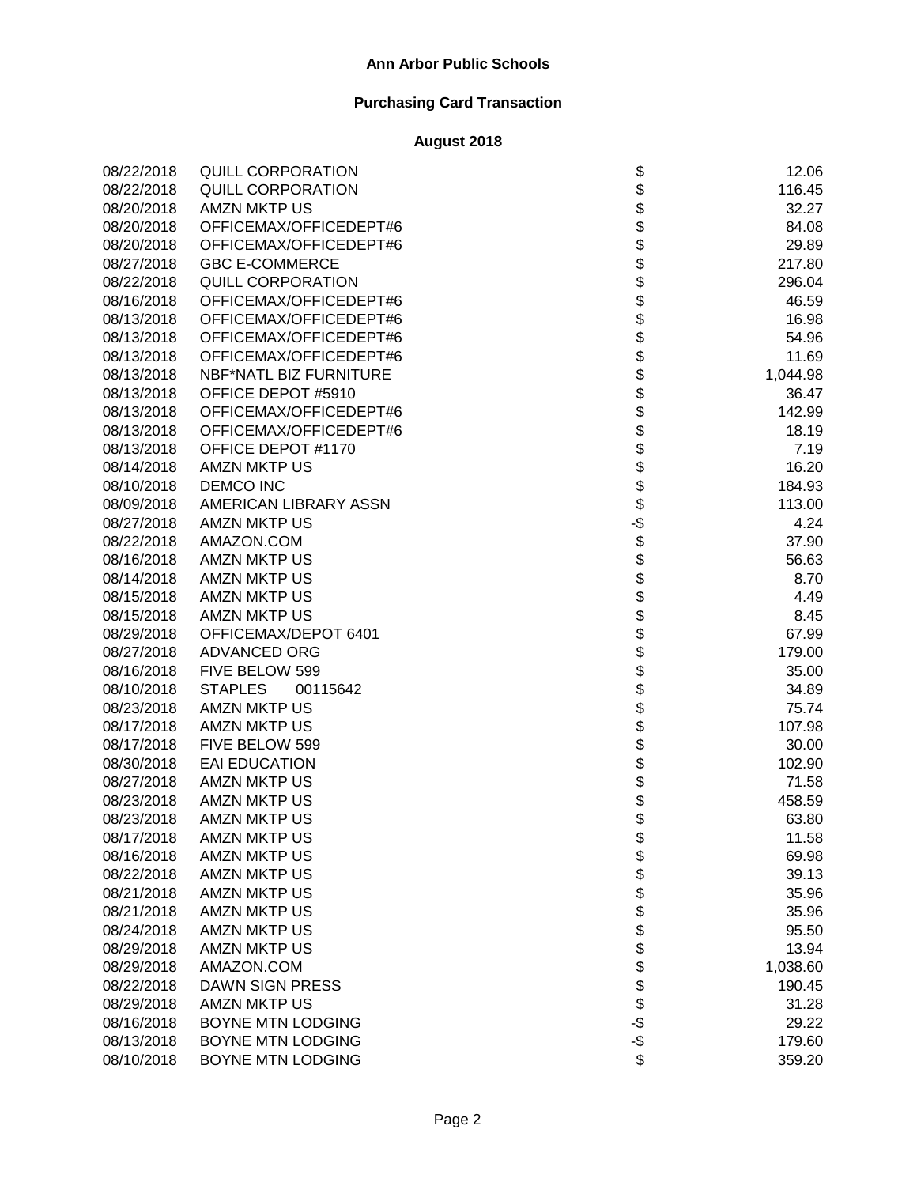**Ann Arbor Public Schools**

**Purchasing Card Transaction**

**August 2018**

| | | | |
|---|---|---|---|
| 08/22/2018 | QUILL CORPORATION | $ | 12.06 |
| 08/22/2018 | QUILL CORPORATION | $ | 116.45 |
| 08/20/2018 | AMZN MKTP US | $ | 32.27 |
| 08/20/2018 | OFFICEMAX/OFFICEDEPT#6 | $ | 84.08 |
| 08/20/2018 | OFFICEMAX/OFFICEDEPT#6 | $ | 29.89 |
| 08/27/2018 | GBC E-COMMERCE | $ | 217.80 |
| 08/22/2018 | QUILL CORPORATION | $ | 296.04 |
| 08/16/2018 | OFFICEMAX/OFFICEDEPT#6 | $ | 46.59 |
| 08/13/2018 | OFFICEMAX/OFFICEDEPT#6 | $ | 16.98 |
| 08/13/2018 | OFFICEMAX/OFFICEDEPT#6 | $ | 54.96 |
| 08/13/2018 | OFFICEMAX/OFFICEDEPT#6 | $ | 11.69 |
| 08/13/2018 | NBF*NATL BIZ FURNITURE | $ | 1,044.98 |
| 08/13/2018 | OFFICE DEPOT #5910 | $ | 36.47 |
| 08/13/2018 | OFFICEMAX/OFFICEDEPT#6 | $ | 142.99 |
| 08/13/2018 | OFFICEMAX/OFFICEDEPT#6 | $ | 18.19 |
| 08/13/2018 | OFFICE DEPOT #1170 | $ | 7.19 |
| 08/14/2018 | AMZN MKTP US | $ | 16.20 |
| 08/10/2018 | DEMCO INC | $ | 184.93 |
| 08/09/2018 | AMERICAN LIBRARY ASSN | $ | 113.00 |
| 08/27/2018 | AMZN MKTP US | -$ | 4.24 |
| 08/22/2018 | AMAZON.COM | $ | 37.90 |
| 08/16/2018 | AMZN MKTP US | $ | 56.63 |
| 08/14/2018 | AMZN MKTP US | $ | 8.70 |
| 08/15/2018 | AMZN MKTP US | $ | 4.49 |
| 08/15/2018 | AMZN MKTP US | $ | 8.45 |
| 08/29/2018 | OFFICEMAX/DEPOT 6401 | $ | 67.99 |
| 08/27/2018 | ADVANCED ORG | $ | 179.00 |
| 08/16/2018 | FIVE BELOW 599 | $ | 35.00 |
| 08/10/2018 | STAPLES 00115642 | $ | 34.89 |
| 08/23/2018 | AMZN MKTP US | $ | 75.74 |
| 08/17/2018 | AMZN MKTP US | $ | 107.98 |
| 08/17/2018 | FIVE BELOW 599 | $ | 30.00 |
| 08/30/2018 | EAI EDUCATION | $ | 102.90 |
| 08/27/2018 | AMZN MKTP US | $ | 71.58 |
| 08/23/2018 | AMZN MKTP US | $ | 458.59 |
| 08/23/2018 | AMZN MKTP US | $ | 63.80 |
| 08/17/2018 | AMZN MKTP US | $ | 11.58 |
| 08/16/2018 | AMZN MKTP US | $ | 69.98 |
| 08/22/2018 | AMZN MKTP US | $ | 39.13 |
| 08/21/2018 | AMZN MKTP US | $ | 35.96 |
| 08/21/2018 | AMZN MKTP US | $ | 35.96 |
| 08/24/2018 | AMZN MKTP US | $ | 95.50 |
| 08/29/2018 | AMZN MKTP US | $ | 13.94 |
| 08/29/2018 | AMAZON.COM | $ | 1,038.60 |
| 08/22/2018 | DAWN SIGN PRESS | $ | 190.45 |
| 08/29/2018 | AMZN MKTP US | $ | 31.28 |
| 08/16/2018 | BOYNE MTN LODGING | -$ | 29.22 |
| 08/13/2018 | BOYNE MTN LODGING | -$ | 179.60 |
| 08/10/2018 | BOYNE MTN LODGING | $ | 359.20 |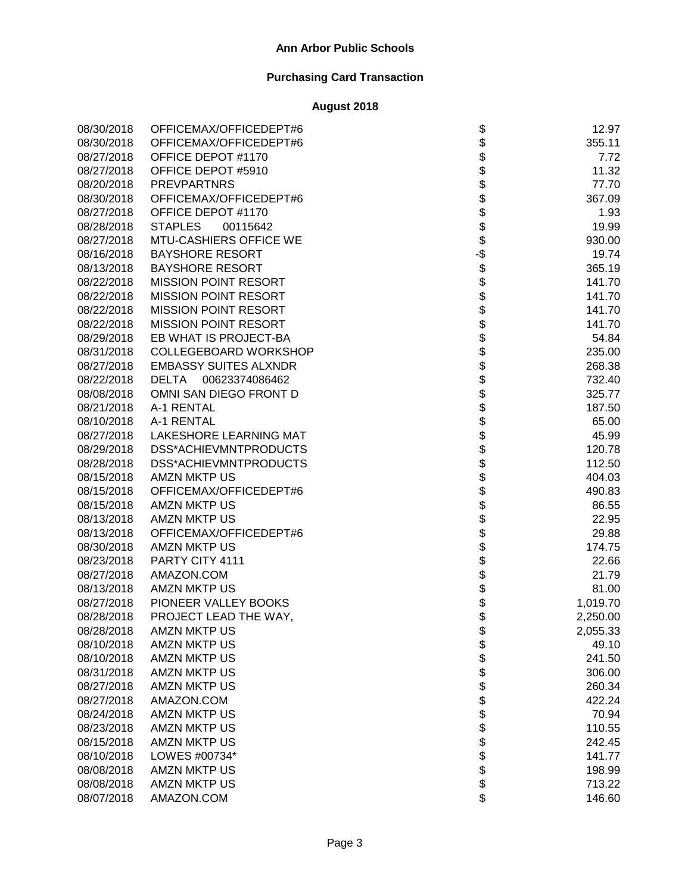**Ann Arbor Public Schools**

**Purchasing Card Transaction**

**August 2018**

| | | | |
|---|---|---|---|
| 08/30/2018 | OFFICEMAX/OFFICEDEPT#6 | $ | 12.97 |
| 08/30/2018 | OFFICEMAX/OFFICEDEPT#6 | $ | 355.11 |
| 08/27/2018 | OFFICE DEPOT #1170 | $ | 7.72 |
| 08/27/2018 | OFFICE DEPOT #5910 | $ | 11.32 |
| 08/20/2018 | PREVPARTNRS | $ | 77.70 |
| 08/30/2018 | OFFICEMAX/OFFICEDEPT#6 | $ | 367.09 |
| 08/27/2018 | OFFICE DEPOT #1170 | $ | 1.93 |
| 08/28/2018 | STAPLES 00115642 | $ | 19.99 |
| 08/27/2018 | MTU-CASHIERS OFFICE WE | $ | 930.00 |
| 08/16/2018 | BAYSHORE RESORT | -$ | 19.74 |
| 08/13/2018 | BAYSHORE RESORT | $ | 365.19 |
| 08/22/2018 | MISSION POINT RESORT | $ | 141.70 |
| 08/22/2018 | MISSION POINT RESORT | $ | 141.70 |
| 08/22/2018 | MISSION POINT RESORT | $ | 141.70 |
| 08/22/2018 | MISSION POINT RESORT | $ | 141.70 |
| 08/29/2018 | EB WHAT IS PROJECT-BA | $ | 54.84 |
| 08/31/2018 | COLLEGEBOARD WORKSHOP | $ | 235.00 |
| 08/27/2018 | EMBASSY SUITES ALXNDR | $ | 268.38 |
| 08/22/2018 | DELTA 00623374086462 | $ | 732.40 |
| 08/08/2018 | OMNI SAN DIEGO FRONT D | $ | 325.77 |
| 08/21/2018 | A-1 RENTAL | $ | 187.50 |
| 08/10/2018 | A-1 RENTAL | $ | 65.00 |
| 08/27/2018 | LAKESHORE LEARNING MAT | $ | 45.99 |
| 08/29/2018 | DSS*ACHIEVMNTPRODUCTS | $ | 120.78 |
| 08/28/2018 | DSS*ACHIEVMNTPRODUCTS | $ | 112.50 |
| 08/15/2018 | AMZN MKTP US | $ | 404.03 |
| 08/15/2018 | OFFICEMAX/OFFICEDEPT#6 | $ | 490.83 |
| 08/15/2018 | AMZN MKTP US | $ | 86.55 |
| 08/13/2018 | AMZN MKTP US | $ | 22.95 |
| 08/13/2018 | OFFICEMAX/OFFICEDEPT#6 | $ | 29.88 |
| 08/30/2018 | AMZN MKTP US | $ | 174.75 |
| 08/23/2018 | PARTY CITY 4111 | $ | 22.66 |
| 08/27/2018 | AMAZON.COM | $ | 21.79 |
| 08/13/2018 | AMZN MKTP US | $ | 81.00 |
| 08/27/2018 | PIONEER VALLEY BOOKS | $ | 1,019.70 |
| 08/28/2018 | PROJECT LEAD THE WAY, | $ | 2,250.00 |
| 08/28/2018 | AMZN MKTP US | $ | 2,055.33 |
| 08/10/2018 | AMZN MKTP US | $ | 49.10 |
| 08/10/2018 | AMZN MKTP US | $ | 241.50 |
| 08/31/2018 | AMZN MKTP US | $ | 306.00 |
| 08/27/2018 | AMZN MKTP US | $ | 260.34 |
| 08/27/2018 | AMAZON.COM | $ | 422.24 |
| 08/24/2018 | AMZN MKTP US | $ | 70.94 |
| 08/23/2018 | AMZN MKTP US | $ | 110.55 |
| 08/15/2018 | AMZN MKTP US | $ | 242.45 |
| 08/10/2018 | LOWES #00734* | $ | 141.77 |
| 08/08/2018 | AMZN MKTP US | $ | 198.99 |
| 08/08/2018 | AMZN MKTP US | $ | 713.22 |
| 08/07/2018 | AMAZON.COM | $ | 146.60 |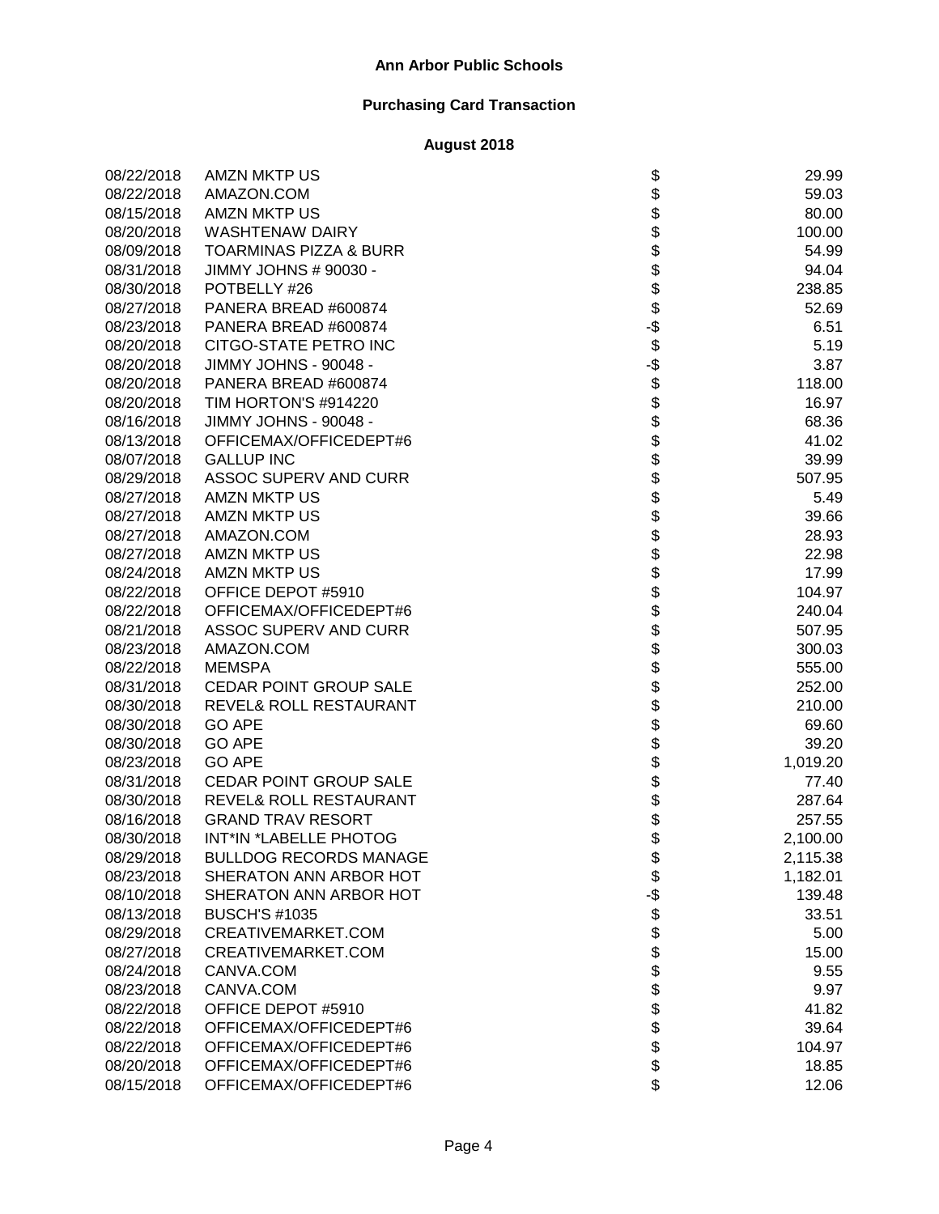# Ann Arbor Public Schools

## Purchasing Card Transaction

### August 2018

| | | | |
|---|---|---|---|
| 08/22/2018 | AMZN MKTP US | $ | 29.99 |
| 08/22/2018 | AMAZON.COM | $ | 59.03 |
| 08/15/2018 | AMZN MKTP US | $ | 80.00 |
| 08/20/2018 | WASHTENAW DAIRY | $ | 100.00 |
| 08/09/2018 | TOARMINAS PIZZA & BURR | $ | 54.99 |
| 08/31/2018 | JIMMY JOHNS # 90030 - | $ | 94.04 |
| 08/30/2018 | POTBELLY #26 | $ | 238.85 |
| 08/27/2018 | PANERA BREAD #600874 | $ | 52.69 |
| 08/23/2018 | PANERA BREAD #600874 | -$ | 6.51 |
| 08/20/2018 | CITGO-STATE PETRO INC | $ | 5.19 |
| 08/20/2018 | JIMMY JOHNS - 90048 - | -$ | 3.87 |
| 08/20/2018 | PANERA BREAD #600874 | $ | 118.00 |
| 08/20/2018 | TIM HORTON'S #914220 | $ | 16.97 |
| 08/16/2018 | JIMMY JOHNS - 90048 - | $ | 68.36 |
| 08/13/2018 | OFFICEMAX/OFFICEDEPT#6 | $ | 41.02 |
| 08/07/2018 | GALLUP INC | $ | 39.99 |
| 08/29/2018 | ASSOC SUPERV AND CURR | $ | 507.95 |
| 08/27/2018 | AMZN MKTP US | $ | 5.49 |
| 08/27/2018 | AMZN MKTP US | $ | 39.66 |
| 08/27/2018 | AMAZON.COM | $ | 28.93 |
| 08/27/2018 | AMZN MKTP US | $ | 22.98 |
| 08/24/2018 | AMZN MKTP US | $ | 17.99 |
| 08/22/2018 | OFFICE DEPOT #5910 | $ | 104.97 |
| 08/22/2018 | OFFICEMAX/OFFICEDEPT#6 | $ | 240.04 |
| 08/21/2018 | ASSOC SUPERV AND CURR | $ | 507.95 |
| 08/23/2018 | AMAZON.COM | $ | 300.03 |
| 08/22/2018 | MEMSPA | $ | 555.00 |
| 08/31/2018 | CEDAR POINT GROUP SALE | $ | 252.00 |
| 08/30/2018 | REVEL& ROLL RESTAURANT | $ | 210.00 |
| 08/30/2018 | GO APE | $ | 69.60 |
| 08/30/2018 | GO APE | $ | 39.20 |
| 08/23/2018 | GO APE | $ | 1,019.20 |
| 08/31/2018 | CEDAR POINT GROUP SALE | $ | 77.40 |
| 08/30/2018 | REVEL& ROLL RESTAURANT | $ | 287.64 |
| 08/16/2018 | GRAND TRAV RESORT | $ | 257.55 |
| 08/30/2018 | INT*IN *LABELLE PHOTOG | $ | 2,100.00 |
| 08/29/2018 | BULLDOG RECORDS MANAGE | $ | 2,115.38 |
| 08/23/2018 | SHERATON ANN ARBOR HOT | $ | 1,182.01 |
| 08/10/2018 | SHERATON ANN ARBOR HOT | -$ | 139.48 |
| 08/13/2018 | BUSCH'S #1035 | $ | 33.51 |
| 08/29/2018 | CREATIVEMARKET.COM | $ | 5.00 |
| 08/27/2018 | CREATIVEMARKET.COM | $ | 15.00 |
| 08/24/2018 | CANVA.COM | $ | 9.55 |
| 08/23/2018 | CANVA.COM | $ | 9.97 |
| 08/22/2018 | OFFICE DEPOT #5910 | $ | 41.82 |
| 08/22/2018 | OFFICEMAX/OFFICEDEPT#6 | $ | 39.64 |
| 08/22/2018 | OFFICEMAX/OFFICEDEPT#6 | $ | 104.97 |
| 08/20/2018 | OFFICEMAX/OFFICEDEPT#6 | $ | 18.85 |
| 08/15/2018 | OFFICEMAX/OFFICEDEPT#6 | $ | 12.06 |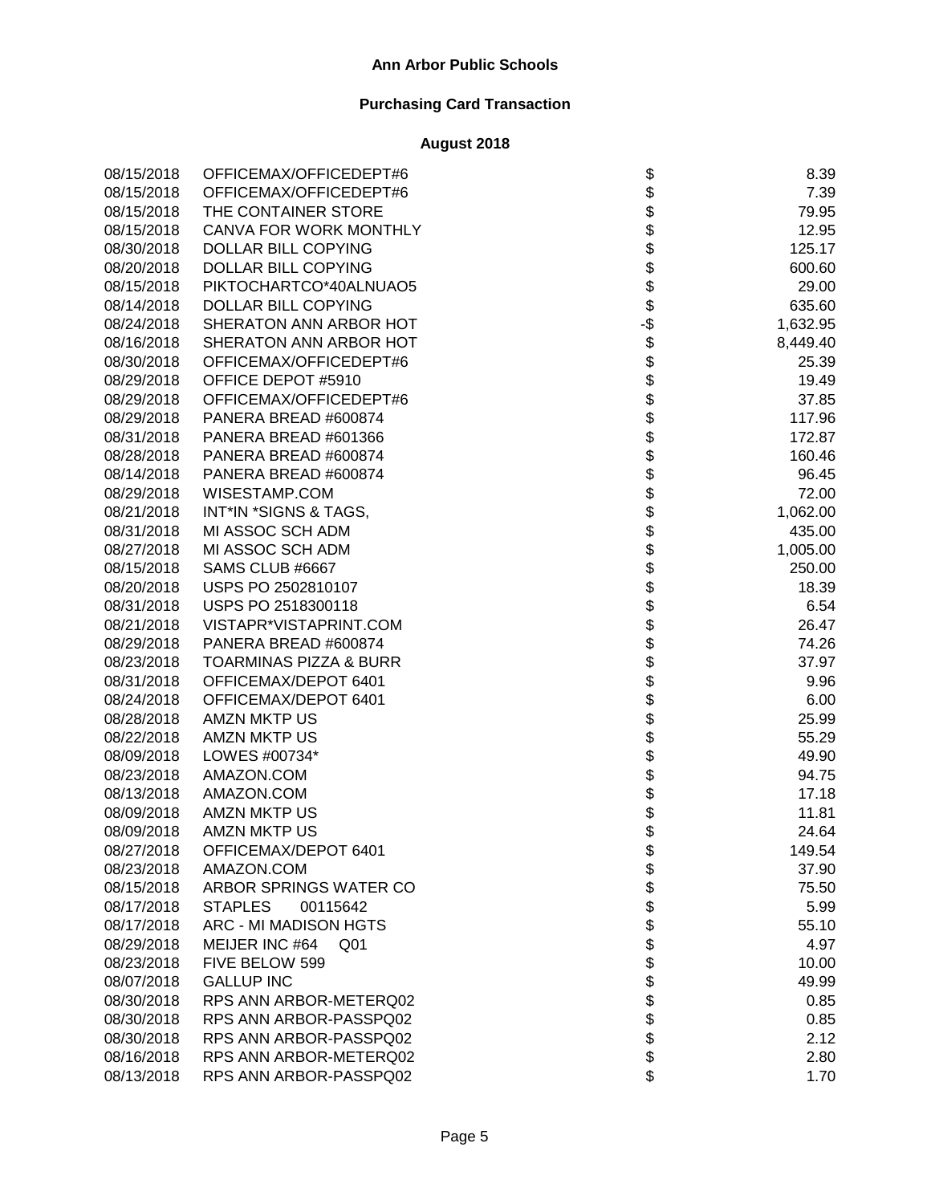**Ann Arbor Public Schools**

**Purchasing Card Transaction**

**August 2018**

| | | | |
|---|---|---|---|
| 08/15/2018 | OFFICEMAX/OFFICEDEPT#6 | $ | 8.39 |
| 08/15/2018 | OFFICEMAX/OFFICEDEPT#6 | $ | 7.39 |
| 08/15/2018 | THE CONTAINER STORE | $ | 79.95 |
| 08/15/2018 | CANVA FOR WORK MONTHLY | $ | 12.95 |
| 08/30/2018 | DOLLAR BILL COPYING | $ | 125.17 |
| 08/20/2018 | DOLLAR BILL COPYING | $ | 600.60 |
| 08/15/2018 | PIKTOCHARTCO*40ALNUAO5 | $ | 29.00 |
| 08/14/2018 | DOLLAR BILL COPYING | $ | 635.60 |
| 08/24/2018 | SHERATON ANN ARBOR HOT | -$ | 1,632.95 |
| 08/16/2018 | SHERATON ANN ARBOR HOT | $ | 8,449.40 |
| 08/30/2018 | OFFICEMAX/OFFICEDEPT#6 | $ | 25.39 |
| 08/29/2018 | OFFICE DEPOT #5910 | $ | 19.49 |
| 08/29/2018 | OFFICEMAX/OFFICEDEPT#6 | $ | 37.85 |
| 08/29/2018 | PANERA BREAD #600874 | $ | 117.96 |
| 08/31/2018 | PANERA BREAD #601366 | $ | 172.87 |
| 08/28/2018 | PANERA BREAD #600874 | $ | 160.46 |
| 08/14/2018 | PANERA BREAD #600874 | $ | 96.45 |
| 08/29/2018 | WISESTAMP.COM | $ | 72.00 |
| 08/21/2018 | INT*IN *SIGNS & TAGS, | $ | 1,062.00 |
| 08/31/2018 | MI ASSOC SCH ADM | $ | 435.00 |
| 08/27/2018 | MI ASSOC SCH ADM | $ | 1,005.00 |
| 08/15/2018 | SAMS CLUB #6667 | $ | 250.00 |
| 08/20/2018 | USPS PO 2502810107 | $ | 18.39 |
| 08/31/2018 | USPS PO 2518300118 | $ | 6.54 |
| 08/21/2018 | VISTAPR*VISTAPRINT.COM | $ | 26.47 |
| 08/29/2018 | PANERA BREAD #600874 | $ | 74.26 |
| 08/23/2018 | TOARMINAS PIZZA & BURR | $ | 37.97 |
| 08/31/2018 | OFFICEMAX/DEPOT 6401 | $ | 9.96 |
| 08/24/2018 | OFFICEMAX/DEPOT 6401 | $ | 6.00 |
| 08/28/2018 | AMZN MKTP US | $ | 25.99 |
| 08/22/2018 | AMZN MKTP US | $ | 55.29 |
| 08/09/2018 | LOWES #00734* | $ | 49.90 |
| 08/23/2018 | AMAZON.COM | $ | 94.75 |
| 08/13/2018 | AMAZON.COM | $ | 17.18 |
| 08/09/2018 | AMZN MKTP US | $ | 11.81 |
| 08/09/2018 | AMZN MKTP US | $ | 24.64 |
| 08/27/2018 | OFFICEMAX/DEPOT 6401 | $ | 149.54 |
| 08/23/2018 | AMAZON.COM | $ | 37.90 |
| 08/15/2018 | ARBOR SPRINGS WATER CO | $ | 75.50 |
| 08/17/2018 | STAPLES 00115642 | $ | 5.99 |
| 08/17/2018 | ARC - MI MADISON HGTS | $ | 55.10 |
| 08/29/2018 | MEIJER INC #64 Q01 | $ | 4.97 |
| 08/23/2018 | FIVE BELOW 599 | $ | 10.00 |
| 08/07/2018 | GALLUP INC | $ | 49.99 |
| 08/30/2018 | RPS ANN ARBOR-METERQ02 | $ | 0.85 |
| 08/30/2018 | RPS ANN ARBOR-PASSPQ02 | $ | 0.85 |
| 08/30/2018 | RPS ANN ARBOR-PASSPQ02 | $ | 2.12 |
| 08/16/2018 | RPS ANN ARBOR-METERQ02 | $ | 2.80 |
| 08/13/2018 | RPS ANN ARBOR-PASSPQ02 | $ | 1.70 |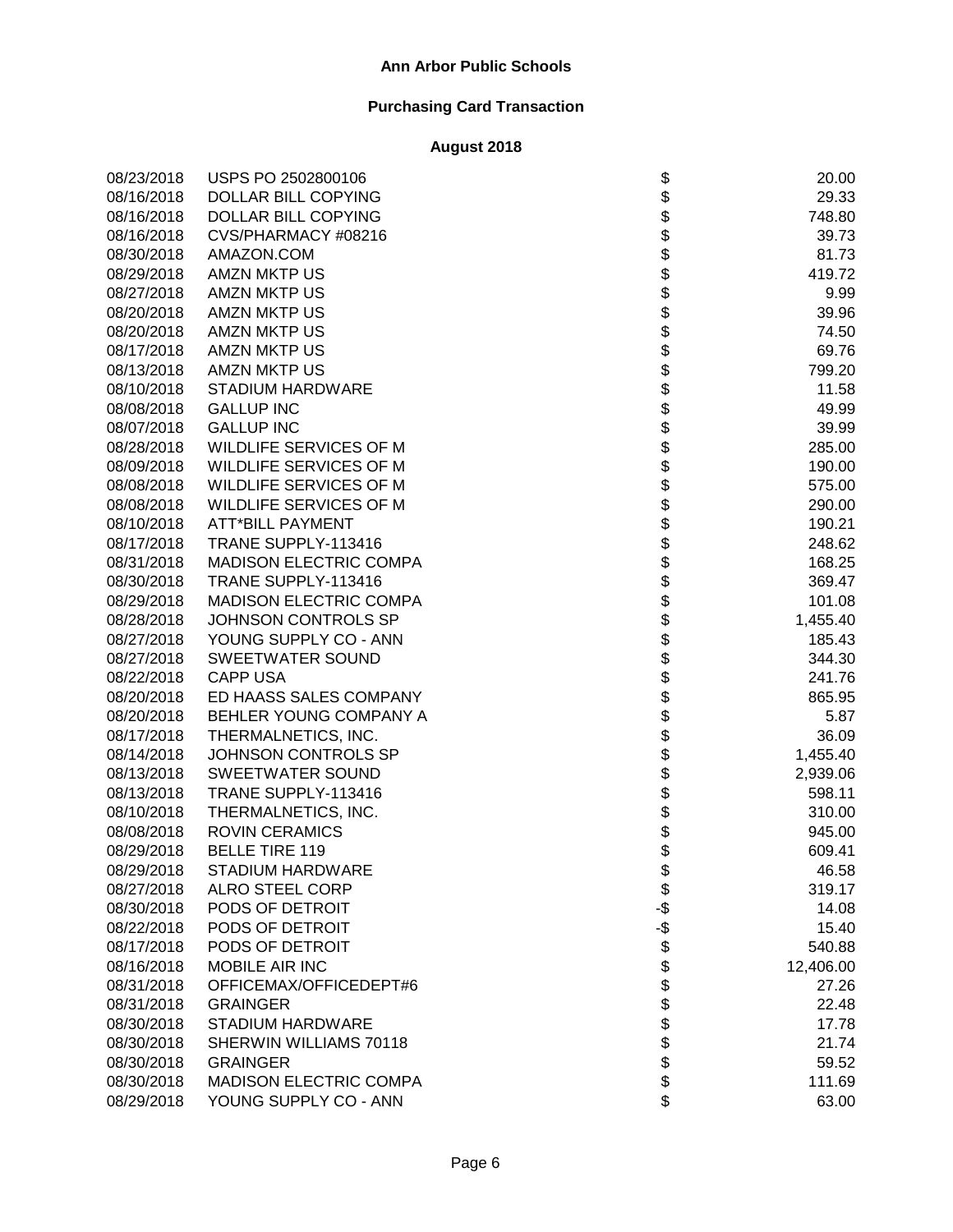# Ann Arbor Public Schools

## Purchasing Card Transaction

### August 2018

| | | | |
|---|---|---|---|
| 08/23/2018 | USPS PO 2502800106 | $ | 20.00 |
| 08/16/2018 | DOLLAR BILL COPYING | $ | 29.33 |
| 08/16/2018 | DOLLAR BILL COPYING | $ | 748.80 |
| 08/16/2018 | CVS/PHARMACY #08216 | $ | 39.73 |
| 08/30/2018 | AMAZON.COM | $ | 81.73 |
| 08/29/2018 | AMZN MKTP US | $ | 419.72 |
| 08/27/2018 | AMZN MKTP US | $ | 9.99 |
| 08/20/2018 | AMZN MKTP US | $ | 39.96 |
| 08/20/2018 | AMZN MKTP US | $ | 74.50 |
| 08/17/2018 | AMZN MKTP US | $ | 69.76 |
| 08/13/2018 | AMZN MKTP US | $ | 799.20 |
| 08/10/2018 | STADIUM HARDWARE | $ | 11.58 |
| 08/08/2018 | GALLUP INC | $ | 49.99 |
| 08/07/2018 | GALLUP INC | $ | 39.99 |
| 08/28/2018 | WILDLIFE SERVICES OF M | $ | 285.00 |
| 08/09/2018 | WILDLIFE SERVICES OF M | $ | 190.00 |
| 08/08/2018 | WILDLIFE SERVICES OF M | $ | 575.00 |
| 08/08/2018 | WILDLIFE SERVICES OF M | $ | 290.00 |
| 08/10/2018 | ATT*BILL PAYMENT | $ | 190.21 |
| 08/17/2018 | TRANE SUPPLY-113416 | $ | 248.62 |
| 08/31/2018 | MADISON ELECTRIC COMPA | $ | 168.25 |
| 08/30/2018 | TRANE SUPPLY-113416 | $ | 369.47 |
| 08/29/2018 | MADISON ELECTRIC COMPA | $ | 101.08 |
| 08/28/2018 | JOHNSON CONTROLS SP | $ | 1,455.40 |
| 08/27/2018 | YOUNG SUPPLY CO - ANN | $ | 185.43 |
| 08/27/2018 | SWEETWATER SOUND | $ | 344.30 |
| 08/22/2018 | CAPP USA | $ | 241.76 |
| 08/20/2018 | ED HAASS SALES COMPANY | $ | 865.95 |
| 08/20/2018 | BEHLER YOUNG COMPANY A | $ | 5.87 |
| 08/17/2018 | THERMALNETICS, INC. | $ | 36.09 |
| 08/14/2018 | JOHNSON CONTROLS SP | $ | 1,455.40 |
| 08/13/2018 | SWEETWATER SOUND | $ | 2,939.06 |
| 08/13/2018 | TRANE SUPPLY-113416 | $ | 598.11 |
| 08/10/2018 | THERMALNETICS, INC. | $ | 310.00 |
| 08/08/2018 | ROVIN CERAMICS | $ | 945.00 |
| 08/29/2018 | BELLE TIRE 119 | $ | 609.41 |
| 08/29/2018 | STADIUM HARDWARE | $ | 46.58 |
| 08/27/2018 | ALRO STEEL CORP | $ | 319.17 |
| 08/30/2018 | PODS OF DETROIT | -$ | 14.08 |
| 08/22/2018 | PODS OF DETROIT | -$ | 15.40 |
| 08/17/2018 | PODS OF DETROIT | $ | 540.88 |
| 08/16/2018 | MOBILE AIR INC | $ | 12,406.00 |
| 08/31/2018 | OFFICEMAX/OFFICEDEPT#6 | $ | 27.26 |
| 08/31/2018 | GRAINGER | $ | 22.48 |
| 08/30/2018 | STADIUM HARDWARE | $ | 17.78 |
| 08/30/2018 | SHERWIN WILLIAMS 70118 | $ | 21.74 |
| 08/30/2018 | GRAINGER | $ | 59.52 |
| 08/30/2018 | MADISON ELECTRIC COMPA | $ | 111.69 |
| 08/29/2018 | YOUNG SUPPLY CO - ANN | $ | 63.00 |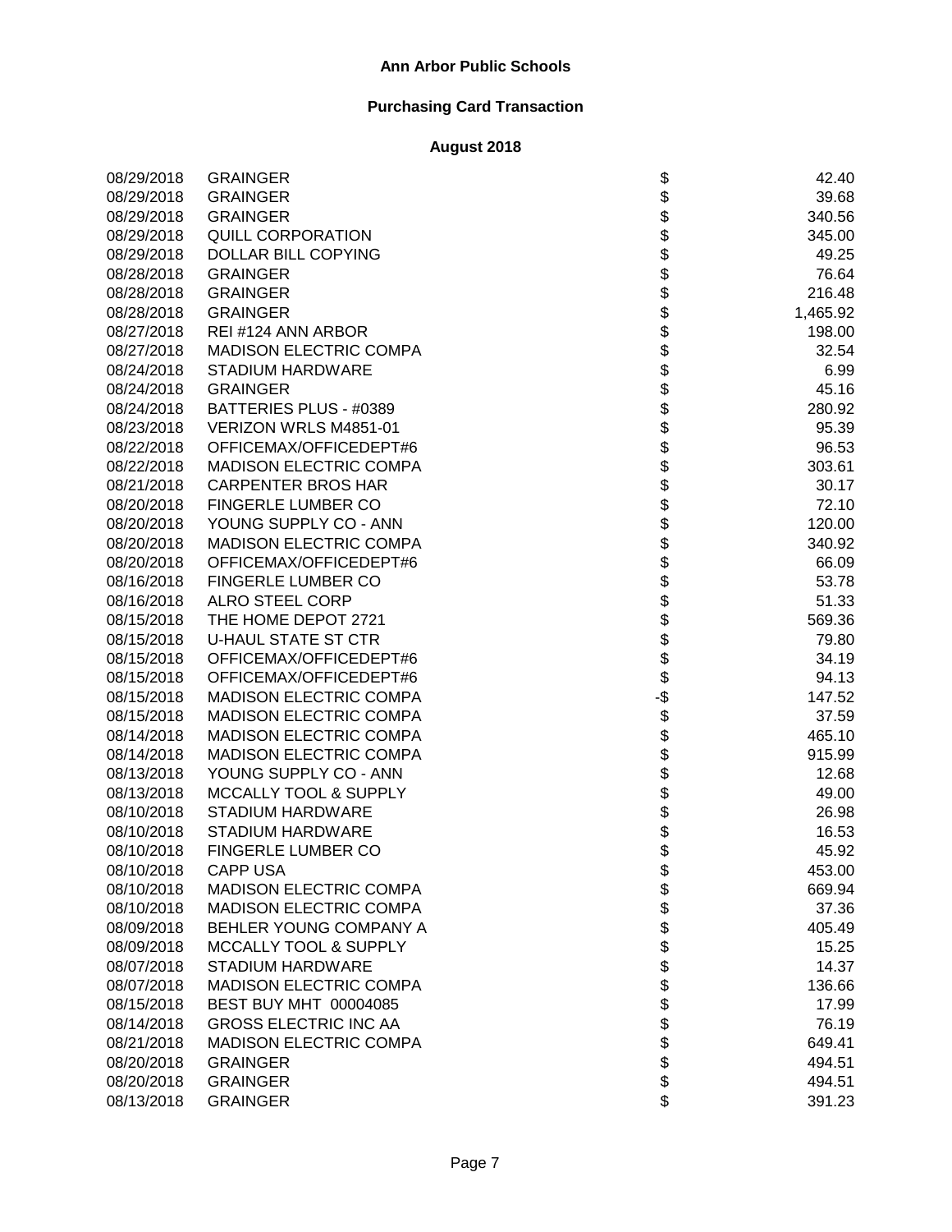**Ann Arbor Public Schools**

**Purchasing Card Transaction**

**August 2018**

| | | | |
|---|---|---|---|
| 08/29/2018 | GRAINGER | $ | 42.40 |
| 08/29/2018 | GRAINGER | $ | 39.68 |
| 08/29/2018 | GRAINGER | $ | 340.56 |
| 08/29/2018 | QUILL CORPORATION | $ | 345.00 |
| 08/29/2018 | DOLLAR BILL COPYING | $ | 49.25 |
| 08/28/2018 | GRAINGER | $ | 76.64 |
| 08/28/2018 | GRAINGER | $ | 216.48 |
| 08/28/2018 | GRAINGER | $ | 1,465.92 |
| 08/27/2018 | REI #124 ANN ARBOR | $ | 198.00 |
| 08/27/2018 | MADISON ELECTRIC COMPA | $ | 32.54 |
| 08/24/2018 | STADIUM HARDWARE | $ | 6.99 |
| 08/24/2018 | GRAINGER | $ | 45.16 |
| 08/24/2018 | BATTERIES PLUS - #0389 | $ | 280.92 |
| 08/23/2018 | VERIZON WRLS M4851-01 | $ | 95.39 |
| 08/22/2018 | OFFICEMAX/OFFICEDEPT#6 | $ | 96.53 |
| 08/22/2018 | MADISON ELECTRIC COMPA | $ | 303.61 |
| 08/21/2018 | CARPENTER BROS HAR | $ | 30.17 |
| 08/20/2018 | FINGERLE LUMBER CO | $ | 72.10 |
| 08/20/2018 | YOUNG SUPPLY CO - ANN | $ | 120.00 |
| 08/20/2018 | MADISON ELECTRIC COMPA | $ | 340.92 |
| 08/20/2018 | OFFICEMAX/OFFICEDEPT#6 | $ | 66.09 |
| 08/16/2018 | FINGERLE LUMBER CO | $ | 53.78 |
| 08/16/2018 | ALRO STEEL CORP | $ | 51.33 |
| 08/15/2018 | THE HOME DEPOT 2721 | $ | 569.36 |
| 08/15/2018 | U-HAUL STATE ST CTR | $ | 79.80 |
| 08/15/2018 | OFFICEMAX/OFFICEDEPT#6 | $ | 34.19 |
| 08/15/2018 | OFFICEMAX/OFFICEDEPT#6 | $ | 94.13 |
| 08/15/2018 | MADISON ELECTRIC COMPA | -$ | 147.52 |
| 08/15/2018 | MADISON ELECTRIC COMPA | $ | 37.59 |
| 08/14/2018 | MADISON ELECTRIC COMPA | $ | 465.10 |
| 08/14/2018 | MADISON ELECTRIC COMPA | $ | 915.99 |
| 08/13/2018 | YOUNG SUPPLY CO - ANN | $ | 12.68 |
| 08/13/2018 | MCCALLY TOOL & SUPPLY | $ | 49.00 |
| 08/10/2018 | STADIUM HARDWARE | $ | 26.98 |
| 08/10/2018 | STADIUM HARDWARE | $ | 16.53 |
| 08/10/2018 | FINGERLE LUMBER CO | $ | 45.92 |
| 08/10/2018 | CAPP USA | $ | 453.00 |
| 08/10/2018 | MADISON ELECTRIC COMPA | $ | 669.94 |
| 08/10/2018 | MADISON ELECTRIC COMPA | $ | 37.36 |
| 08/09/2018 | BEHLER YOUNG COMPANY A | $ | 405.49 |
| 08/09/2018 | MCCALLY TOOL & SUPPLY | $ | 15.25 |
| 08/07/2018 | STADIUM HARDWARE | $ | 14.37 |
| 08/07/2018 | MADISON ELECTRIC COMPA | $ | 136.66 |
| 08/15/2018 | BEST BUY MHT 00004085 | $ | 17.99 |
| 08/14/2018 | GROSS ELECTRIC INC AA | $ | 76.19 |
| 08/21/2018 | MADISON ELECTRIC COMPA | $ | 649.41 |
| 08/20/2018 | GRAINGER | $ | 494.51 |
| 08/20/2018 | GRAINGER | $ | 494.51 |
| 08/13/2018 | GRAINGER | $ | 391.23 |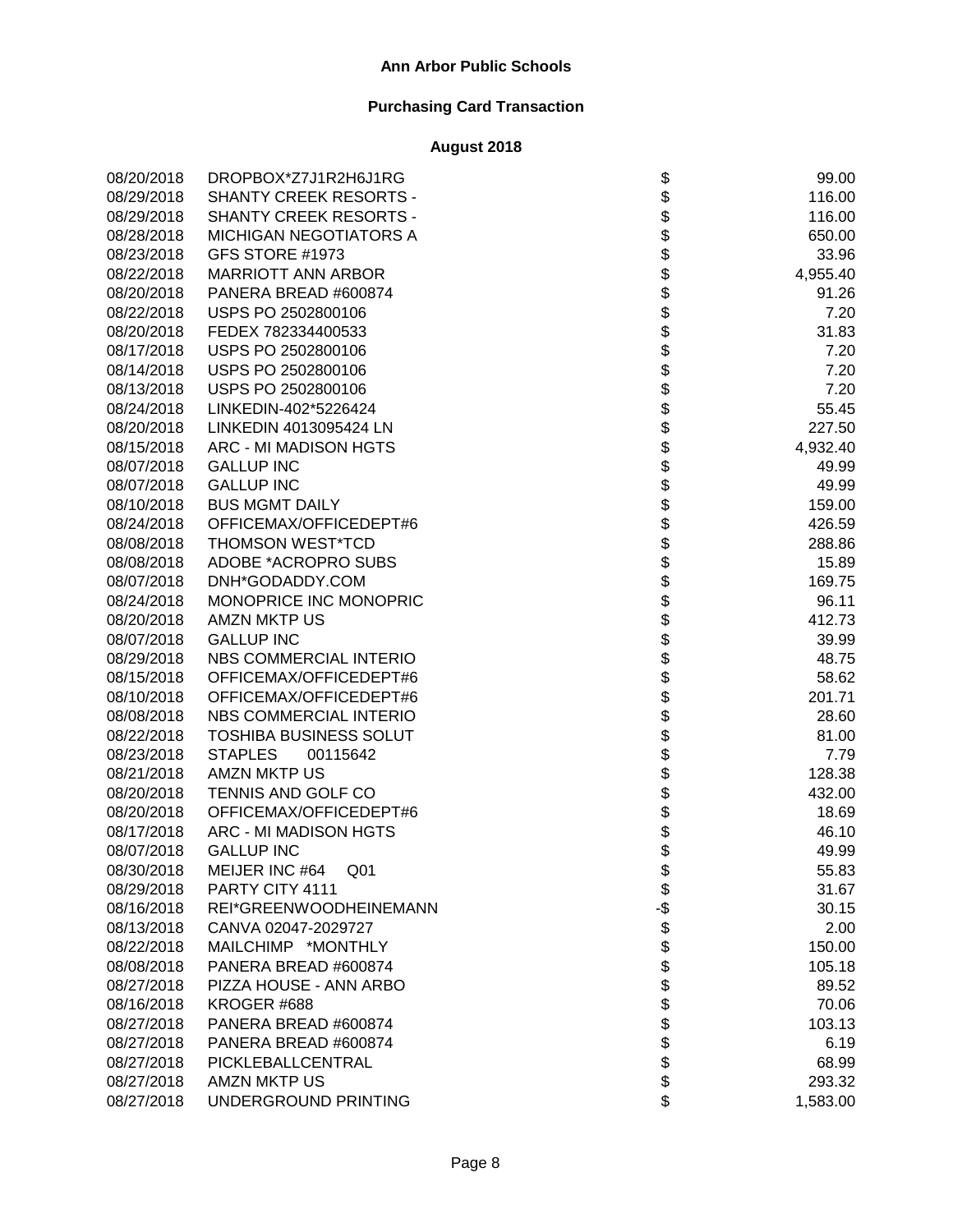# Ann Arbor Public Schools

## Purchasing Card Transaction

### August 2018

| | | | |
|---|---|---|---|
| 08/20/2018 | DROPBOX*Z7J1R2H6J1RG | $ | 99.00 |
| 08/29/2018 | SHANTY CREEK RESORTS - | $ | 116.00 |
| 08/29/2018 | SHANTY CREEK RESORTS - | $ | 116.00 |
| 08/28/2018 | MICHIGAN NEGOTIATORS A | $ | 650.00 |
| 08/23/2018 | GFS STORE #1973 | $ | 33.96 |
| 08/22/2018 | MARRIOTT ANN ARBOR | $ | 4,955.40 |
| 08/20/2018 | PANERA BREAD #600874 | $ | 91.26 |
| 08/22/2018 | USPS PO 2502800106 | $ | 7.20 |
| 08/20/2018 | FEDEX 782334400533 | $ | 31.83 |
| 08/17/2018 | USPS PO 2502800106 | $ | 7.20 |
| 08/14/2018 | USPS PO 2502800106 | $ | 7.20 |
| 08/13/2018 | USPS PO 2502800106 | $ | 7.20 |
| 08/24/2018 | LINKEDIN-402*5226424 | $ | 55.45 |
| 08/20/2018 | LINKEDIN 4013095424 LN | $ | 227.50 |
| 08/15/2018 | ARC - MI MADISON HGTS | $ | 4,932.40 |
| 08/07/2018 | GALLUP INC | $ | 49.99 |
| 08/07/2018 | GALLUP INC | $ | 49.99 |
| 08/10/2018 | BUS MGMT DAILY | $ | 159.00 |
| 08/24/2018 | OFFICEMAX/OFFICEDEPT#6 | $ | 426.59 |
| 08/08/2018 | THOMSON WEST*TCD | $ | 288.86 |
| 08/08/2018 | ADOBE *ACROPRO SUBS | $ | 15.89 |
| 08/07/2018 | DNH*GODADDY.COM | $ | 169.75 |
| 08/24/2018 | MONOPRICE INC MONOPRIC | $ | 96.11 |
| 08/20/2018 | AMZN MKTP US | $ | 412.73 |
| 08/07/2018 | GALLUP INC | $ | 39.99 |
| 08/29/2018 | NBS COMMERCIAL INTERIO | $ | 48.75 |
| 08/15/2018 | OFFICEMAX/OFFICEDEPT#6 | $ | 58.62 |
| 08/10/2018 | OFFICEMAX/OFFICEDEPT#6 | $ | 201.71 |
| 08/08/2018 | NBS COMMERCIAL INTERIO | $ | 28.60 |
| 08/22/2018 | TOSHIBA BUSINESS SOLUT | $ | 81.00 |
| 08/23/2018 | STAPLES 00115642 | $ | 7.79 |
| 08/21/2018 | AMZN MKTP US | $ | 128.38 |
| 08/20/2018 | TENNIS AND GOLF CO | $ | 432.00 |
| 08/20/2018 | OFFICEMAX/OFFICEDEPT#6 | $ | 18.69 |
| 08/17/2018 | ARC - MI MADISON HGTS | $ | 46.10 |
| 08/07/2018 | GALLUP INC | $ | 49.99 |
| 08/30/2018 | MEIJER INC #64 Q01 | $ | 55.83 |
| 08/29/2018 | PARTY CITY 4111 | $ | 31.67 |
| 08/16/2018 | REI*GREENWOODHEINEMANN | -$ | 30.15 |
| 08/13/2018 | CANVA 02047-2029727 | $ | 2.00 |
| 08/22/2018 | MAILCHIMP *MONTHLY | $ | 150.00 |
| 08/08/2018 | PANERA BREAD #600874 | $ | 105.18 |
| 08/27/2018 | PIZZA HOUSE - ANN ARBO | $ | 89.52 |
| 08/16/2018 | KROGER #688 | $ | 70.06 |
| 08/27/2018 | PANERA BREAD #600874 | $ | 103.13 |
| 08/27/2018 | PANERA BREAD #600874 | $ | 6.19 |
| 08/27/2018 | PICKLEBALLCENTRAL | $ | 68.99 |
| 08/27/2018 | AMZN MKTP US | $ | 293.32 |
| 08/27/2018 | UNDERGROUND PRINTING | $ | 1,583.00 |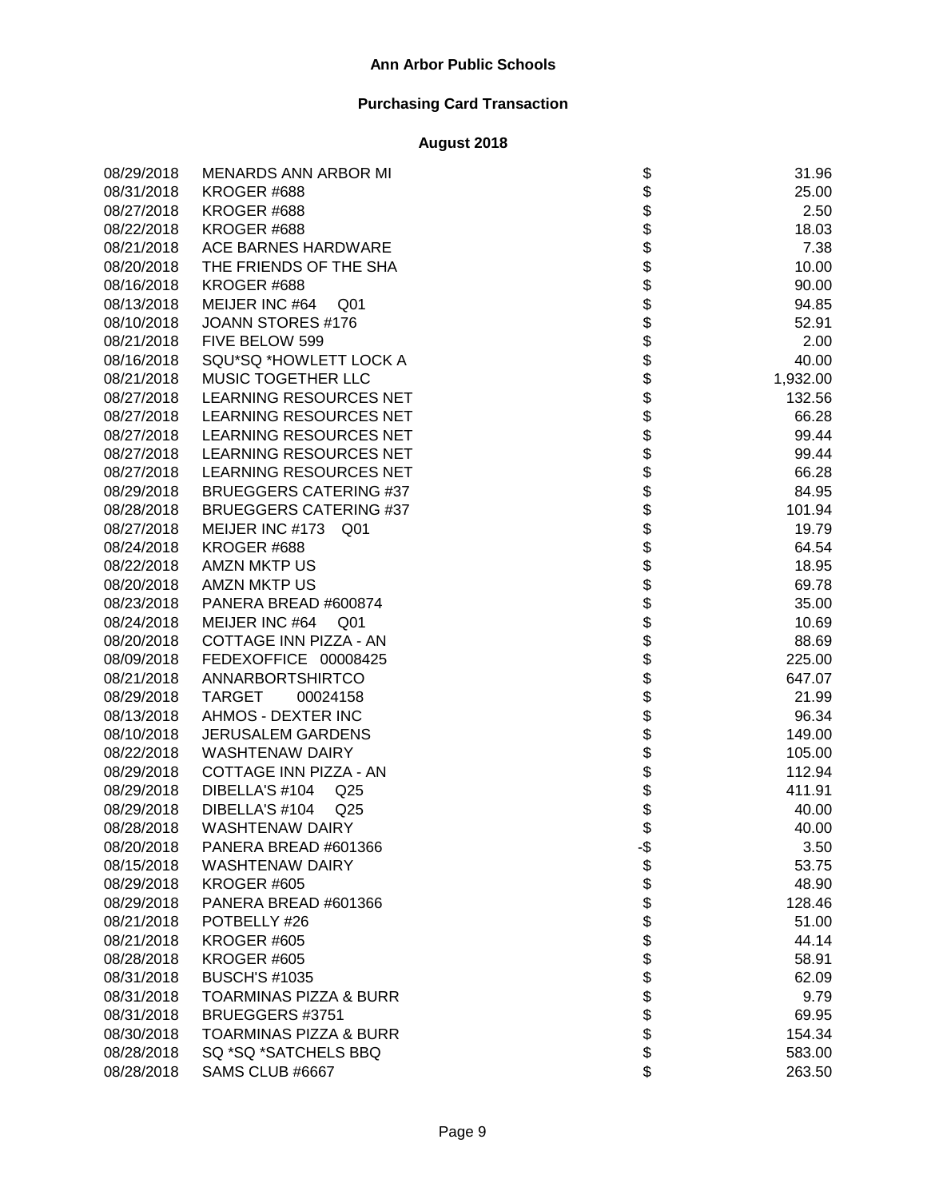**Ann Arbor Public Schools**

**Purchasing Card Transaction**

**August 2018**

| | | | |
|---|---|---|---|
| 08/29/2018 | MENARDS ANN ARBOR MI | $ | 31.96 |
| 08/31/2018 | KROGER #688 | $ | 25.00 |
| 08/27/2018 | KROGER #688 | $ | 2.50 |
| 08/22/2018 | KROGER #688 | $ | 18.03 |
| 08/21/2018 | ACE BARNES HARDWARE | $ | 7.38 |
| 08/20/2018 | THE FRIENDS OF THE SHA | $ | 10.00 |
| 08/16/2018 | KROGER #688 | $ | 90.00 |
| 08/13/2018 | MEIJER INC #64 Q01 | $ | 94.85 |
| 08/10/2018 | JOANN STORES #176 | $ | 52.91 |
| 08/21/2018 | FIVE BELOW 599 | $ | 2.00 |
| 08/16/2018 | SQU*SQ *HOWLETT LOCK A | $ | 40.00 |
| 08/21/2018 | MUSIC TOGETHER LLC | $ | 1,932.00 |
| 08/27/2018 | LEARNING RESOURCES NET | $ | 132.56 |
| 08/27/2018 | LEARNING RESOURCES NET | $ | 66.28 |
| 08/27/2018 | LEARNING RESOURCES NET | $ | 99.44 |
| 08/27/2018 | LEARNING RESOURCES NET | $ | 99.44 |
| 08/27/2018 | LEARNING RESOURCES NET | $ | 66.28 |
| 08/29/2018 | BRUEGGERS CATERING #37 | $ | 84.95 |
| 08/28/2018 | BRUEGGERS CATERING #37 | $ | 101.94 |
| 08/27/2018 | MEIJER INC #173 Q01 | $ | 19.79 |
| 08/24/2018 | KROGER #688 | $ | 64.54 |
| 08/22/2018 | AMZN MKTP US | $ | 18.95 |
| 08/20/2018 | AMZN MKTP US | $ | 69.78 |
| 08/23/2018 | PANERA BREAD #600874 | $ | 35.00 |
| 08/24/2018 | MEIJER INC #64 Q01 | $ | 10.69 |
| 08/20/2018 | COTTAGE INN PIZZA - AN | $ | 88.69 |
| 08/09/2018 | FEDEXOFFICE 00008425 | $ | 225.00 |
| 08/21/2018 | ANNARBORTSHIRTCO | $ | 647.07 |
| 08/29/2018 | TARGET 00024158 | $ | 21.99 |
| 08/13/2018 | AHMOS - DEXTER INC | $ | 96.34 |
| 08/10/2018 | JERUSALEM GARDENS | $ | 149.00 |
| 08/22/2018 | WASHTENAW DAIRY | $ | 105.00 |
| 08/29/2018 | COTTAGE INN PIZZA - AN | $ | 112.94 |
| 08/29/2018 | DIBELLA'S #104 Q25 | $ | 411.91 |
| 08/29/2018 | DIBELLA'S #104 Q25 | $ | 40.00 |
| 08/28/2018 | WASHTENAW DAIRY | $ | 40.00 |
| 08/20/2018 | PANERA BREAD #601366 | -$ | 3.50 |
| 08/15/2018 | WASHTENAW DAIRY | $ | 53.75 |
| 08/29/2018 | KROGER #605 | $ | 48.90 |
| 08/29/2018 | PANERA BREAD #601366 | $ | 128.46 |
| 08/21/2018 | POTBELLY #26 | $ | 51.00 |
| 08/21/2018 | KROGER #605 | $ | 44.14 |
| 08/28/2018 | KROGER #605 | $ | 58.91 |
| 08/31/2018 | BUSCH'S #1035 | $ | 62.09 |
| 08/31/2018 | TOARMINAS PIZZA & BURR | $ | 9.79 |
| 08/31/2018 | BRUEGGERS #3751 | $ | 69.95 |
| 08/30/2018 | TOARMINAS PIZZA & BURR | $ | 154.34 |
| 08/28/2018 | SQ *SQ *SATCHELS BBQ | $ | 583.00 |
| 08/28/2018 | SAMS CLUB #6667 | $ | 263.50 |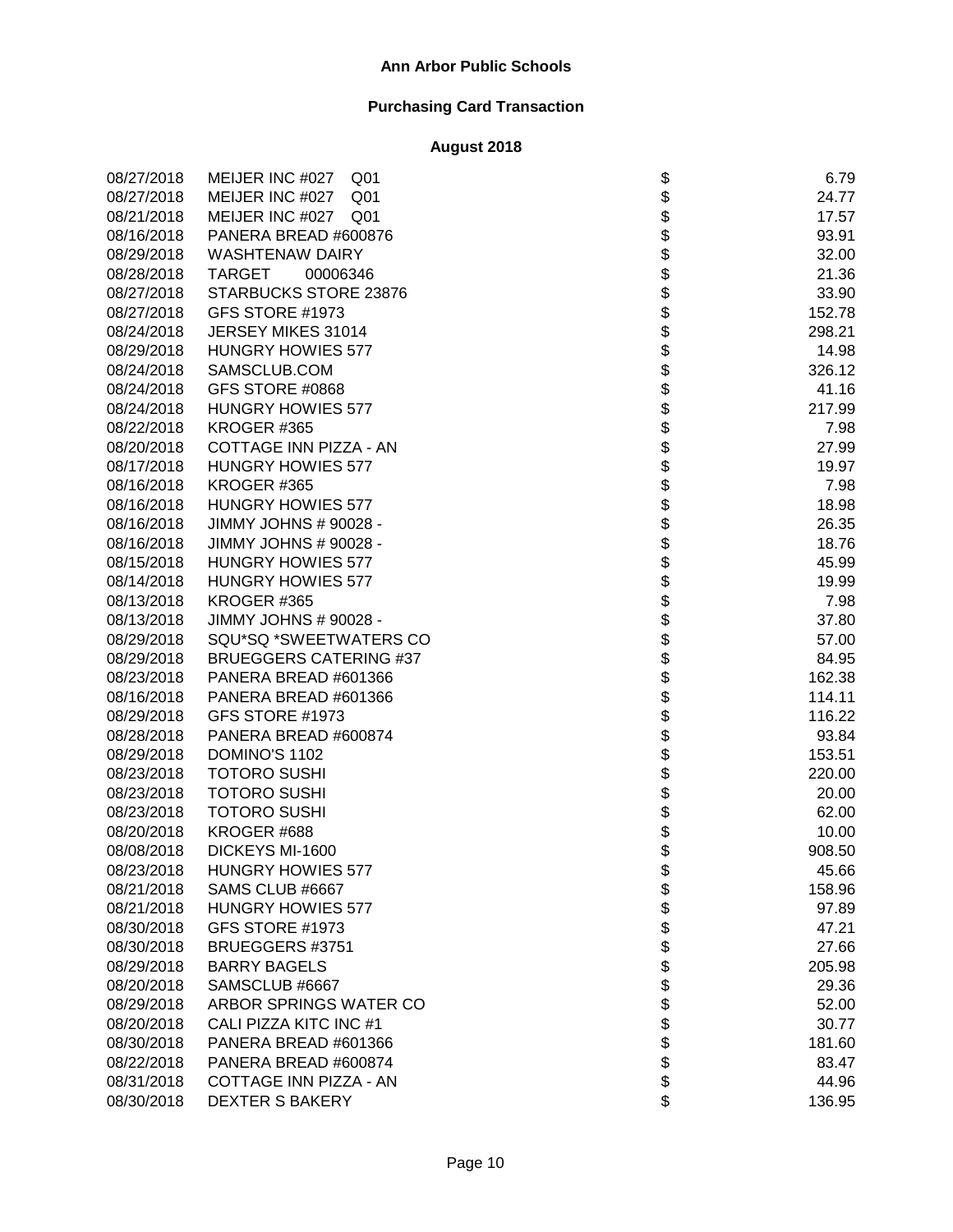**Ann Arbor Public Schools**

**Purchasing Card Transaction**

**August 2018**

| | | | |
|---|---|---|---|
| 08/27/2018 | MEIJER INC #027 Q01 | $ | 6.79 |
| 08/27/2018 | MEIJER INC #027 Q01 | $ | 24.77 |
| 08/21/2018 | MEIJER INC #027 Q01 | $ | 17.57 |
| 08/16/2018 | PANERA BREAD #600876 | $ | 93.91 |
| 08/29/2018 | WASHTENAW DAIRY | $ | 32.00 |
| 08/28/2018 | TARGET 00006346 | $ | 21.36 |
| 08/27/2018 | STARBUCKS STORE 23876 | $ | 33.90 |
| 08/27/2018 | GFS STORE #1973 | $ | 152.78 |
| 08/24/2018 | JERSEY MIKES 31014 | $ | 298.21 |
| 08/29/2018 | HUNGRY HOWIES 577 | $ | 14.98 |
| 08/24/2018 | SAMSCLUB.COM | $ | 326.12 |
| 08/24/2018 | GFS STORE #0868 | $ | 41.16 |
| 08/24/2018 | HUNGRY HOWIES 577 | $ | 217.99 |
| 08/22/2018 | KROGER #365 | $ | 7.98 |
| 08/20/2018 | COTTAGE INN PIZZA - AN | $ | 27.99 |
| 08/17/2018 | HUNGRY HOWIES 577 | $ | 19.97 |
| 08/16/2018 | KROGER #365 | $ | 7.98 |
| 08/16/2018 | HUNGRY HOWIES 577 | $ | 18.98 |
| 08/16/2018 | JIMMY JOHNS # 90028 - | $ | 26.35 |
| 08/16/2018 | JIMMY JOHNS # 90028 - | $ | 18.76 |
| 08/15/2018 | HUNGRY HOWIES 577 | $ | 45.99 |
| 08/14/2018 | HUNGRY HOWIES 577 | $ | 19.99 |
| 08/13/2018 | KROGER #365 | $ | 7.98 |
| 08/13/2018 | JIMMY JOHNS # 90028 - | $ | 37.80 |
| 08/29/2018 | SQU*SQ *SWEETWATERS CO | $ | 57.00 |
| 08/29/2018 | BRUEGGERS CATERING #37 | $ | 84.95 |
| 08/23/2018 | PANERA BREAD #601366 | $ | 162.38 |
| 08/16/2018 | PANERA BREAD #601366 | $ | 114.11 |
| 08/29/2018 | GFS STORE #1973 | $ | 116.22 |
| 08/28/2018 | PANERA BREAD #600874 | $ | 93.84 |
| 08/29/2018 | DOMINO'S 1102 | $ | 153.51 |
| 08/23/2018 | TOTORO SUSHI | $ | 220.00 |
| 08/23/2018 | TOTORO SUSHI | $ | 20.00 |
| 08/23/2018 | TOTORO SUSHI | $ | 62.00 |
| 08/20/2018 | KROGER #688 | $ | 10.00 |
| 08/08/2018 | DICKEYS MI-1600 | $ | 908.50 |
| 08/23/2018 | HUNGRY HOWIES 577 | $ | 45.66 |
| 08/21/2018 | SAMS CLUB #6667 | $ | 158.96 |
| 08/21/2018 | HUNGRY HOWIES 577 | $ | 97.89 |
| 08/30/2018 | GFS STORE #1973 | $ | 47.21 |
| 08/30/2018 | BRUEGGERS #3751 | $ | 27.66 |
| 08/29/2018 | BARRY BAGELS | $ | 205.98 |
| 08/20/2018 | SAMSCLUB #6667 | $ | 29.36 |
| 08/29/2018 | ARBOR SPRINGS WATER CO | $ | 52.00 |
| 08/20/2018 | CALI PIZZA KITC INC #1 | $ | 30.77 |
| 08/30/2018 | PANERA BREAD #601366 | $ | 181.60 |
| 08/22/2018 | PANERA BREAD #600874 | $ | 83.47 |
| 08/31/2018 | COTTAGE INN PIZZA - AN | $ | 44.96 |
| 08/30/2018 | DEXTER S BAKERY | $ | 136.95 |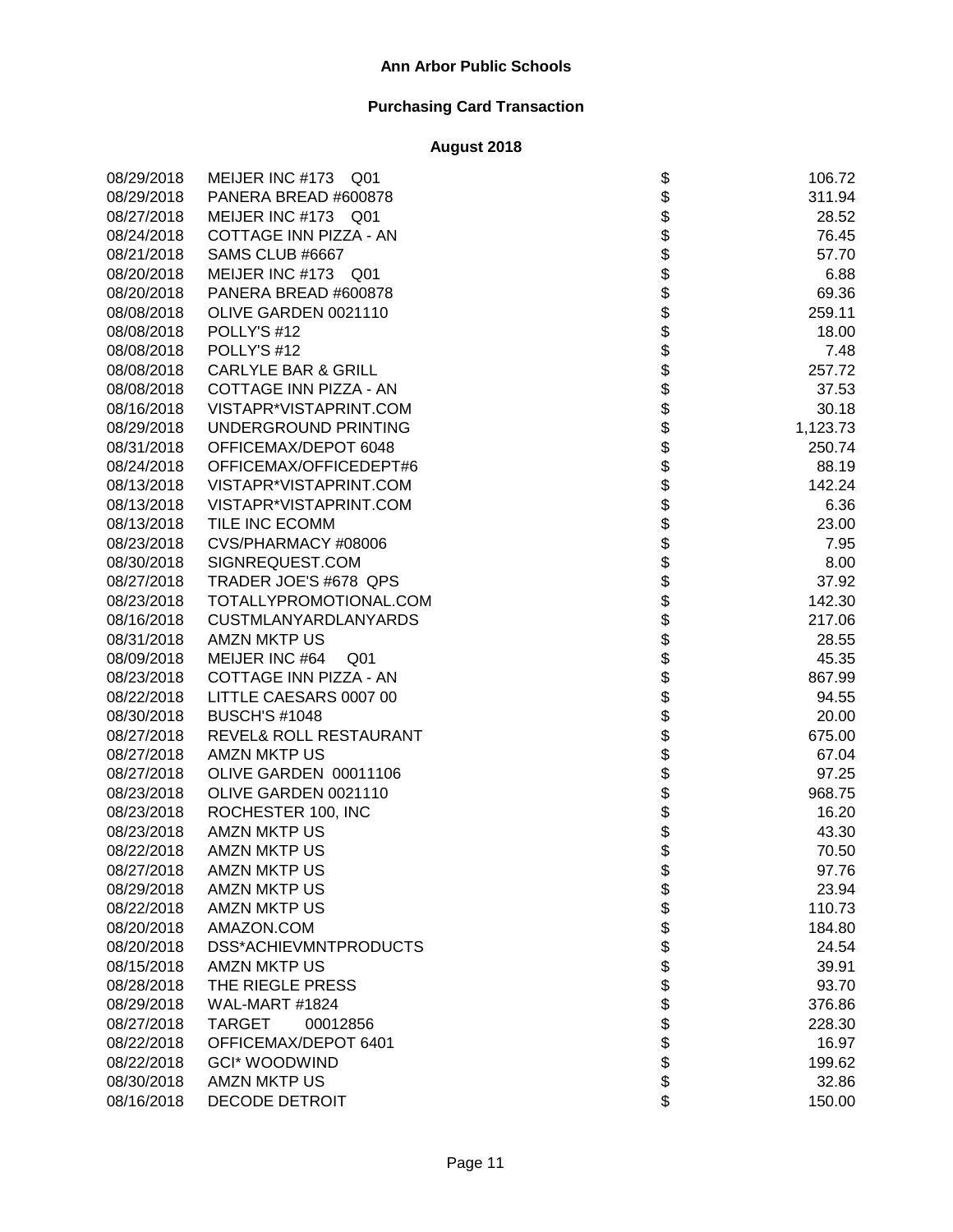**Ann Arbor Public Schools**

**Purchasing Card Transaction**

**August 2018**

| | | | |
|---|---|---|---|
| 08/29/2018 | MEIJER INC #173 Q01 | $ | 106.72 |
| 08/29/2018 | PANERA BREAD #600878 | $ | 311.94 |
| 08/27/2018 | MEIJER INC #173 Q01 | $ | 28.52 |
| 08/24/2018 | COTTAGE INN PIZZA - AN | $ | 76.45 |
| 08/21/2018 | SAMS CLUB #6667 | $ | 57.70 |
| 08/20/2018 | MEIJER INC #173 Q01 | $ | 6.88 |
| 08/20/2018 | PANERA BREAD #600878 | $ | 69.36 |
| 08/08/2018 | OLIVE GARDEN 0021110 | $ | 259.11 |
| 08/08/2018 | POLLY'S #12 | $ | 18.00 |
| 08/08/2018 | POLLY'S #12 | $ | 7.48 |
| 08/08/2018 | CARLYLE BAR & GRILL | $ | 257.72 |
| 08/08/2018 | COTTAGE INN PIZZA - AN | $ | 37.53 |
| 08/16/2018 | VISTAPR*VISTAPRINT.COM | $ | 30.18 |
| 08/29/2018 | UNDERGROUND PRINTING | $ | 1,123.73 |
| 08/31/2018 | OFFICEMAX/DEPOT 6048 | $ | 250.74 |
| 08/24/2018 | OFFICEMAX/OFFICEDEPT#6 | $ | 88.19 |
| 08/13/2018 | VISTAPR*VISTAPRINT.COM | $ | 142.24 |
| 08/13/2018 | VISTAPR*VISTAPRINT.COM | $ | 6.36 |
| 08/13/2018 | TILE INC ECOMM | $ | 23.00 |
| 08/23/2018 | CVS/PHARMACY #08006 | $ | 7.95 |
| 08/30/2018 | SIGNREQUEST.COM | $ | 8.00 |
| 08/27/2018 | TRADER JOE'S #678 QPS | $ | 37.92 |
| 08/23/2018 | TOTALLYPROMOTIONAL.COM | $ | 142.30 |
| 08/16/2018 | CUSTMLANYARDLANYARDS | $ | 217.06 |
| 08/31/2018 | AMZN MKTP US | $ | 28.55 |
| 08/09/2018 | MEIJER INC #64 Q01 | $ | 45.35 |
| 08/23/2018 | COTTAGE INN PIZZA - AN | $ | 867.99 |
| 08/22/2018 | LITTLE CAESARS 0007 00 | $ | 94.55 |
| 08/30/2018 | BUSCH'S #1048 | $ | 20.00 |
| 08/27/2018 | REVEL& ROLL RESTAURANT | $ | 675.00 |
| 08/27/2018 | AMZN MKTP US | $ | 67.04 |
| 08/27/2018 | OLIVE GARDEN 00011106 | $ | 97.25 |
| 08/23/2018 | OLIVE GARDEN 0021110 | $ | 968.75 |
| 08/23/2018 | ROCHESTER 100, INC | $ | 16.20 |
| 08/23/2018 | AMZN MKTP US | $ | 43.30 |
| 08/22/2018 | AMZN MKTP US | $ | 70.50 |
| 08/27/2018 | AMZN MKTP US | $ | 97.76 |
| 08/29/2018 | AMZN MKTP US | $ | 23.94 |
| 08/22/2018 | AMZN MKTP US | $ | 110.73 |
| 08/20/2018 | AMAZON.COM | $ | 184.80 |
| 08/20/2018 | DSS*ACHIEVMNTPRODUCTS | $ | 24.54 |
| 08/15/2018 | AMZN MKTP US | $ | 39.91 |
| 08/28/2018 | THE RIEGLE PRESS | $ | 93.70 |
| 08/29/2018 | WAL-MART #1824 | $ | 376.86 |
| 08/27/2018 | TARGET 00012856 | $ | 228.30 |
| 08/22/2018 | OFFICEMAX/DEPOT 6401 | $ | 16.97 |
| 08/22/2018 | GCI* WOODWIND | $ | 199.62 |
| 08/30/2018 | AMZN MKTP US | $ | 32.86 |
| 08/16/2018 | DECODE DETROIT | $ | 150.00 |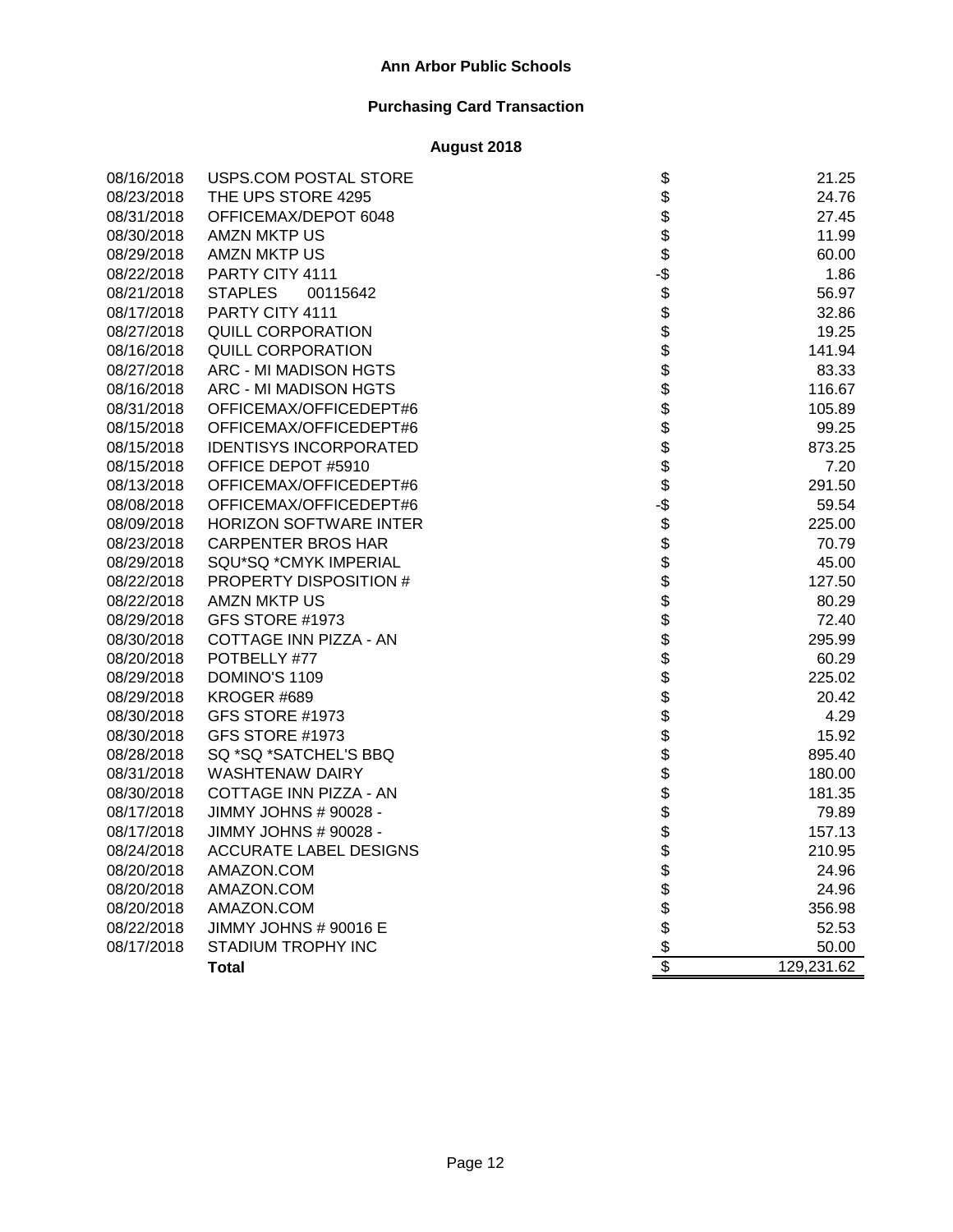**Ann Arbor Public Schools**

**Purchasing Card Transaction**

**August 2018**

| | | | |
|---|---|---|---|
| 08/16/2018 | USPS.COM POSTAL STORE | $ | 21.25 |
| 08/23/2018 | THE UPS STORE 4295 | $ | 24.76 |
| 08/31/2018 | OFFICEMAX/DEPOT 6048 | $ | 27.45 |
| 08/30/2018 | AMZN MKTP US | $ | 11.99 |
| 08/29/2018 | AMZN MKTP US | $ | 60.00 |
| 08/22/2018 | PARTY CITY 4111 | -$ | 1.86 |
| 08/21/2018 | STAPLES 00115642 | $ | 56.97 |
| 08/17/2018 | PARTY CITY 4111 | $ | 32.86 |
| 08/27/2018 | QUILL CORPORATION | $ | 19.25 |
| 08/16/2018 | QUILL CORPORATION | $ | 141.94 |
| 08/27/2018 | ARC - MI MADISON HGTS | $ | 83.33 |
| 08/16/2018 | ARC - MI MADISON HGTS | $ | 116.67 |
| 08/31/2018 | OFFICEMAX/OFFICEDEPT#6 | $ | 105.89 |
| 08/15/2018 | OFFICEMAX/OFFICEDEPT#6 | $ | 99.25 |
| 08/15/2018 | IDENTISYS INCORPORATED | $ | 873.25 |
| 08/15/2018 | OFFICE DEPOT #5910 | $ | 7.20 |
| 08/13/2018 | OFFICEMAX/OFFICEDEPT#6 | $ | 291.50 |
| 08/08/2018 | OFFICEMAX/OFFICEDEPT#6 | -$ | 59.54 |
| 08/09/2018 | HORIZON SOFTWARE INTER | $ | 225.00 |
| 08/23/2018 | CARPENTER BROS HAR | $ | 70.79 |
| 08/29/2018 | SQU*SQ *CMYK IMPERIAL | $ | 45.00 |
| 08/22/2018 | PROPERTY DISPOSITION # | $ | 127.50 |
| 08/22/2018 | AMZN MKTP US | $ | 80.29 |
| 08/29/2018 | GFS STORE #1973 | $ | 72.40 |
| 08/30/2018 | COTTAGE INN PIZZA - AN | $ | 295.99 |
| 08/20/2018 | POTBELLY #77 | $ | 60.29 |
| 08/29/2018 | DOMINO'S 1109 | $ | 225.02 |
| 08/29/2018 | KROGER #689 | $ | 20.42 |
| 08/30/2018 | GFS STORE #1973 | $ | 4.29 |
| 08/30/2018 | GFS STORE #1973 | $ | 15.92 |
| 08/28/2018 | SQ *SQ *SATCHEL'S BBQ | $ | 895.40 |
| 08/31/2018 | WASHTENAW DAIRY | $ | 180.00 |
| 08/30/2018 | COTTAGE INN PIZZA - AN | $ | 181.35 |
| 08/17/2018 | JIMMY JOHNS # 90028 - | $ | 79.89 |
| 08/17/2018 | JIMMY JOHNS # 90028 - | $ | 157.13 |
| 08/24/2018 | ACCURATE LABEL DESIGNS | $ | 210.95 |
| 08/20/2018 | AMAZON.COM | $ | 24.96 |
| 08/20/2018 | AMAZON.COM | $ | 24.96 |
| 08/20/2018 | AMAZON.COM | $ | 356.98 |
| 08/22/2018 | JIMMY JOHNS # 90016 E | $ | 52.53 |
| 08/17/2018 | STADIUM TROPHY INC | $ | 50.00 |
| | **Total** | $ | 129,231.62 |